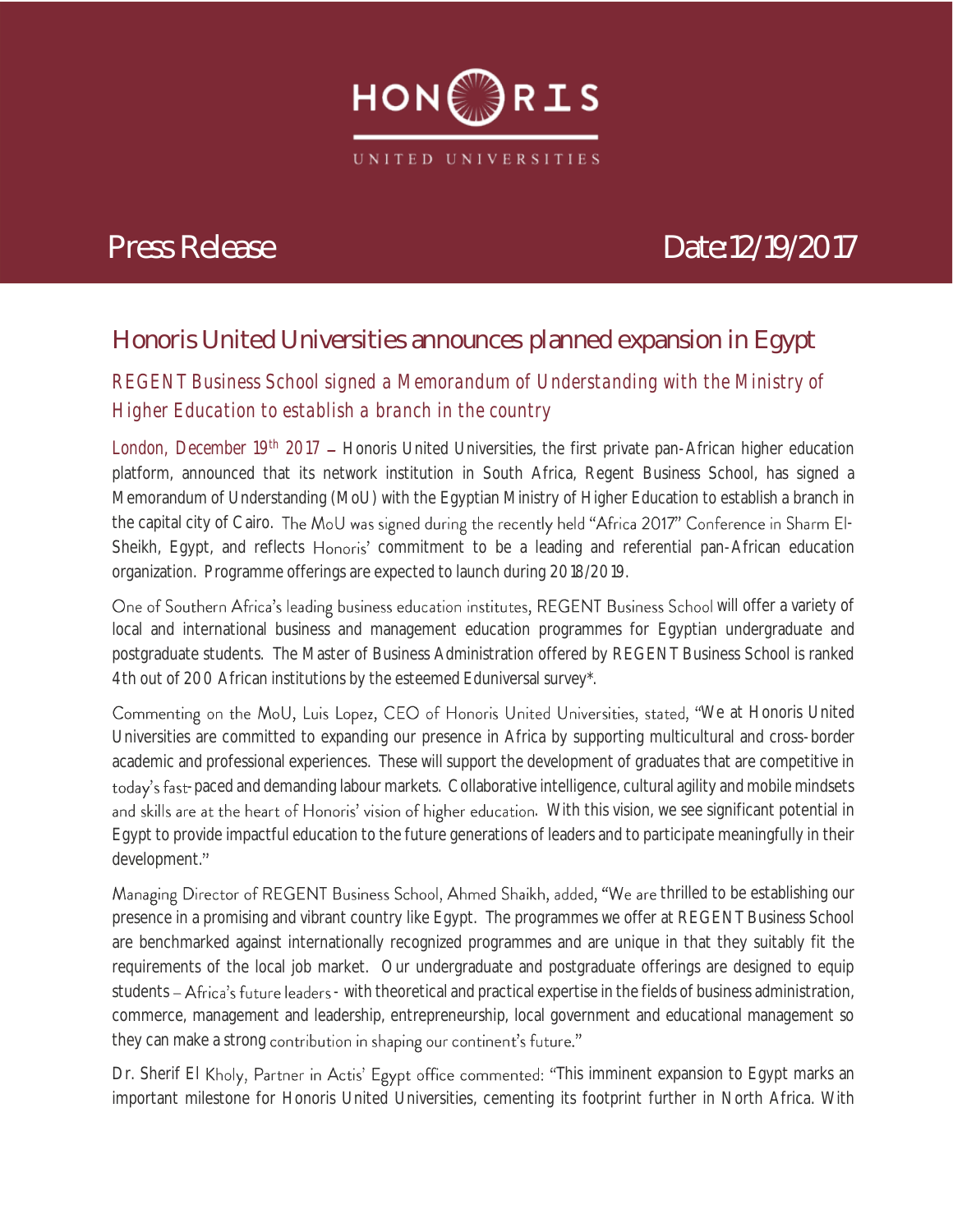HONORIS

UNITED UNIVERSITIES

Press Release Date: 12/19/2017

# Honoris United Universities announces planned expansion in Egypt

## REGENT Business School signed a Memorandum of Understanding with the Ministry of Higher Education to establish a branch in the country

London, December 19th 2017 – Honoris United Universities, the first private pan-African higher education platform, announced that its network institution in South Africa, Regent Business School, has signed a Memorandum of Understanding (MoU) with the Egyptian Ministry of Higher Education to establish a branch in the capital city of Cairo. The MoU was signed during the recently held "Africa 2017" Conference in Sharm El-Sheikh, Egypt, and reflects Honoris' commitment to be a leading and referential pan-African education organization. Programme offerings are expected to launch during 2018/2019.

One of Southern Africa's leading business education institutes, REGENT Business School will offer a variety of local and international business and management education programmes for Egyptian undergraduate and postgraduate students. The Master of Business Administration offered by REGENT Business School is ranked 4th out of 200 African institutions by the esteemed Eduniversal survey*.

Commenting on the MoU, Luis Lopez, CEO of Honoris United Universities, stated, "We at Honoris United Universities are committed to expanding our presence in Africa by supporting multicultural and cross-border academic and professional experiences. These will support the development of graduates that are competitive in today's fast-paced and demanding labour markets. Collaborative intelligence, cultural agility and mobile mindsets and skills are at the heart of Honoris' vision of higher education. With this vision, we see significant potential in Egypt to provide impactful education to the future generations of leaders and to participate meaningfully in their development."

Managing Director of REGENT Business School, Ahmed Shaikh, added, "We are thrilled to be establishing our presence in a promising and vibrant country like Egypt. The programmes we offer at REGENT Business School are benchmarked against internationally recognized programmes and are unique in that they suitably fit the requirements of the local job market. Our undergraduate and postgraduate offerings are designed to equip students – Africa's future leaders - with theoretical and practical expertise in the fields of business administration, commerce, management and leadership, entrepreneurship, local government and educational management so they can make a strong contribution in shaping our continent's future."

Dr. Sherif El Kholy, Partner in Actis' Egypt office commented: "This imminent expansion to Egypt marks an important milestone for Honoris United Universities, cementing its footprint further in North Africa. With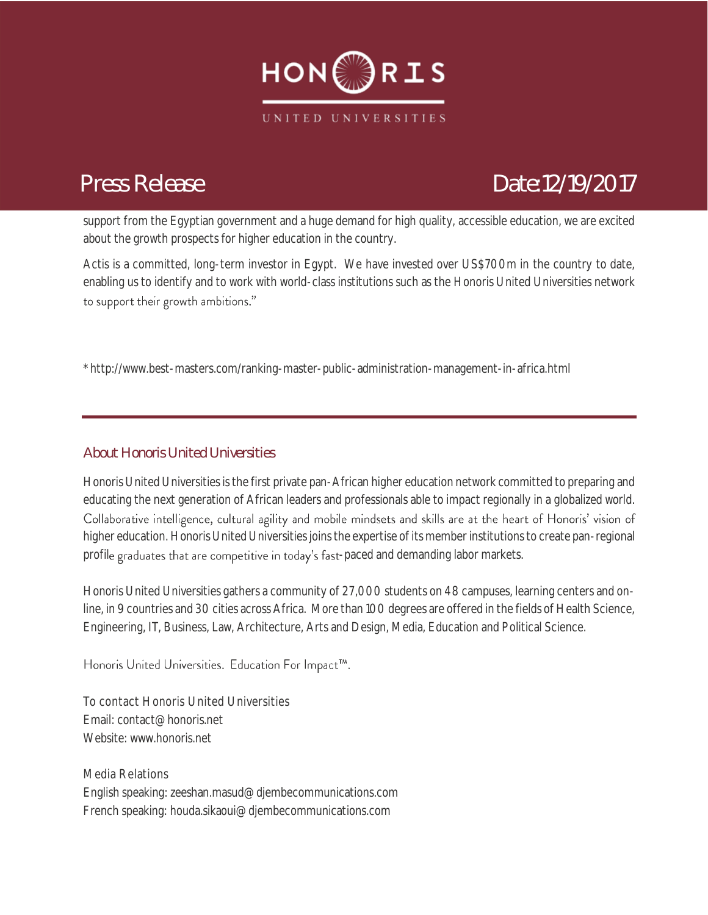support from the Egyptian government and a huge demand for high quality, accessible education, we are excited about the growth prospects for higher education in the country.

Actis is a committed, long-term investor in Egypt. We have invested over US$700m in the country to date, enabling us to identify and to work with world-class institutions such as the Honoris United Universities network to support their growth ambitions."

* http://www.best-masters.com/ranking-master-public-administration-management-in-africa.html

---

## About Honoris United Universities

Honoris United Universities is the first private pan-African higher education network committed to preparing and educating the next generation of African leaders and professionals able to impact regionally in a globalized world. Collaborative intelligence, cultural agility and mobile mindsets and skills are at the heart of Honoris' vision of higher education. Honoris United Universities joins the expertise of its member institutions to create pan-regional profile graduates that are competitive in today's fast-paced and demanding labor markets.

Honoris United Universities gathers a community of 27,000 students on 48 campuses, learning centers and on-line, in 9 countries and 30 cities across Africa. More than 100 degrees are offered in the fields of Health Science, Engineering, IT, Business, Law, Architecture, Arts and Design, Media, Education and Political Science.

Honoris United Universities. Education For Impact™.

To contact Honoris United Universities
Email: contact@honoris.net
Website: www.honoris.net

Media Relations
English speaking: zeeshan.masud@djembecommunications.com
French speaking: houda.sikaoui@djembecommunications.com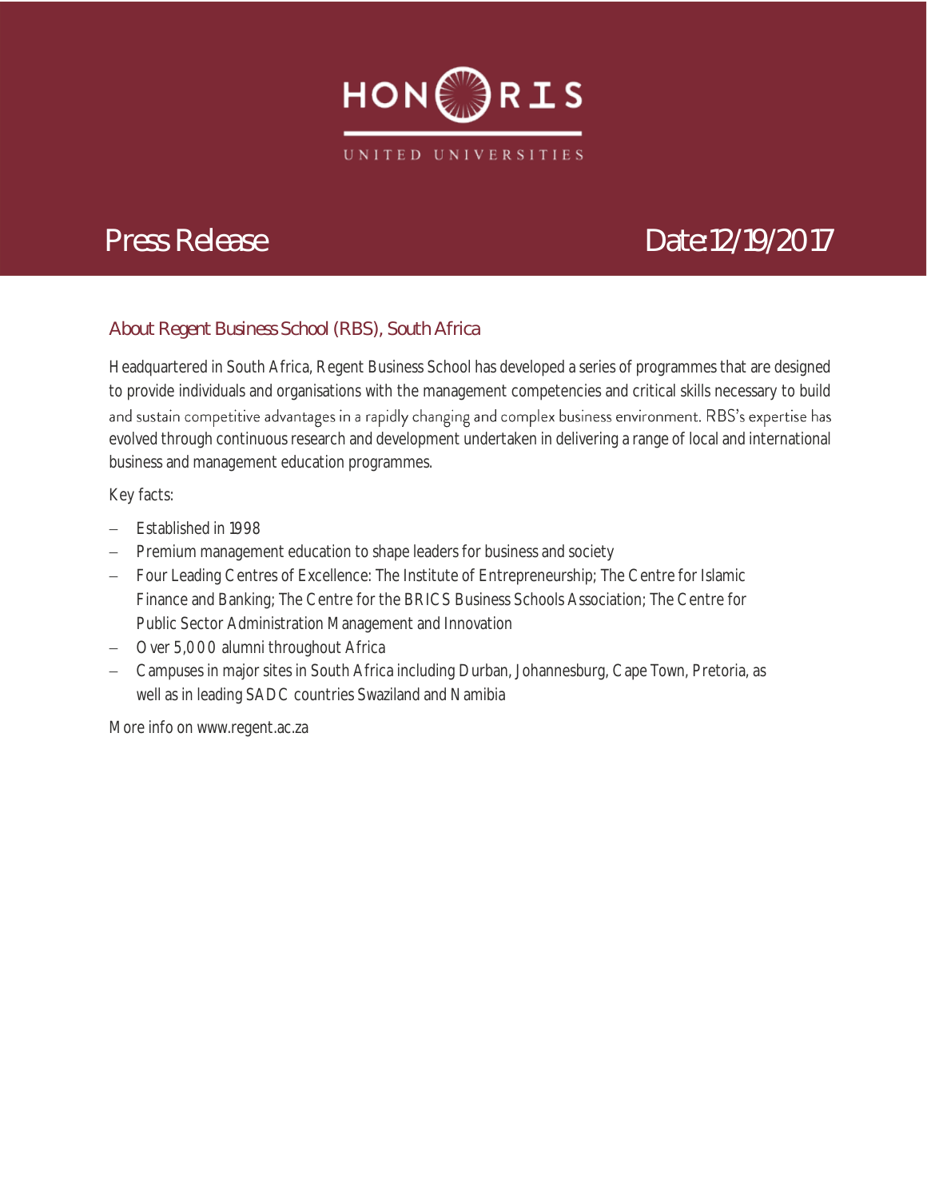HONORIS

UNITED UNIVERSITIES

Press Release Date: 12/19/2017

## About Regent Business School (RBS), South Africa

Headquartered in South Africa, Regent Business School has developed a series of programmes that are designed to provide individuals and organisations with the management competencies and critical skills necessary to build and sustain competitive advantages in a rapidly changing and complex business environment. RBS's expertise has evolved through continuous research and development undertaken in delivering a range of local and international business and management education programmes.

Key facts:

- Established in 1998
- Premium management education to shape leaders for business and society
- Four Leading Centres of Excellence: The Institute of Entrepreneurship; The Centre for Islamic Finance and Banking; The Centre for the BRICS Business Schools Association; The Centre for Public Sector Administration Management and Innovation
- Over 5,000 alumni throughout Africa
- Campuses in major sites in South Africa including Durban, Johannesburg, Cape Town, Pretoria, as well as in leading SADC countries Swaziland and Namibia

More info on www.regent.ac.za